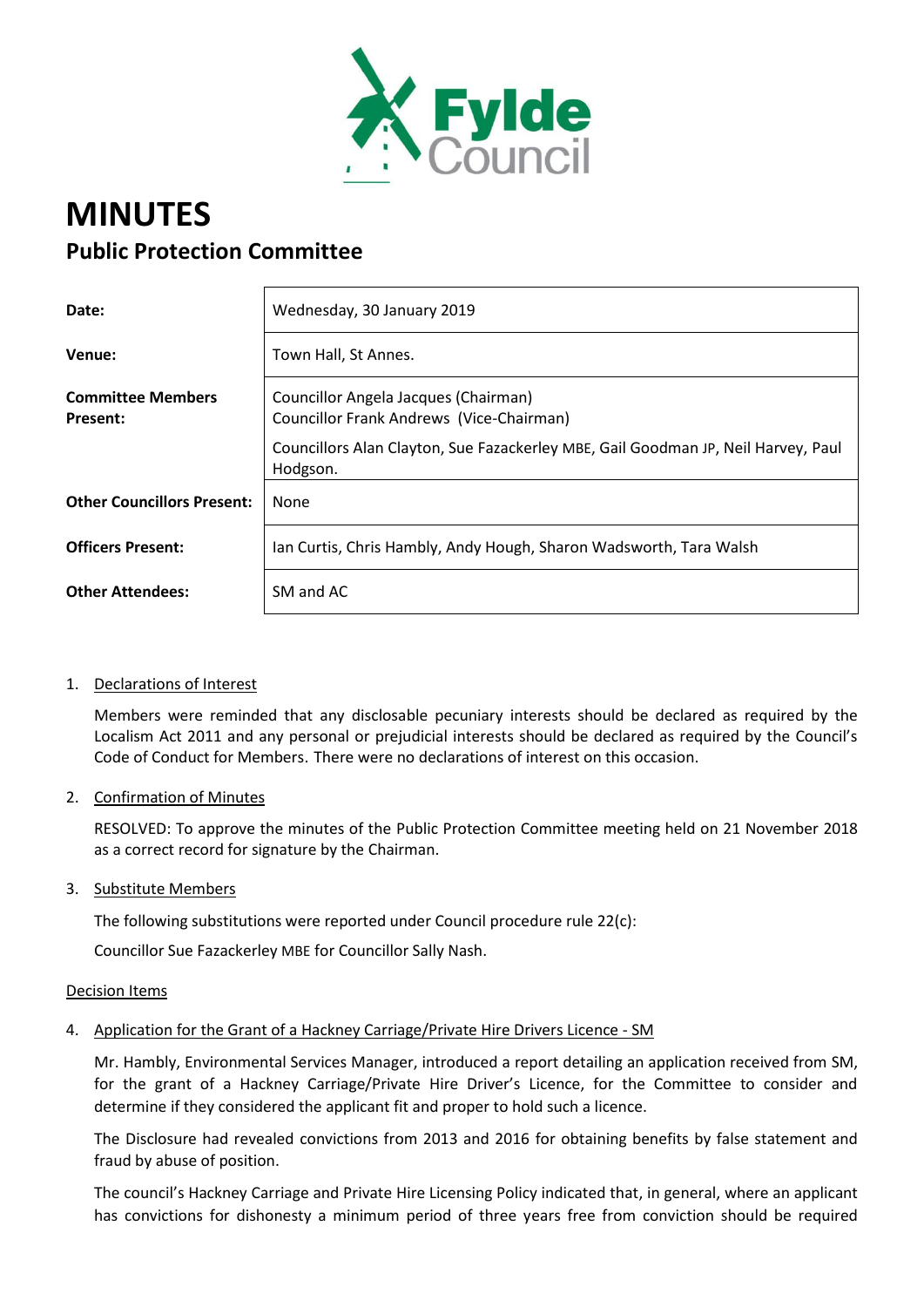# MINUTES

## Public Protection Committee

| | |
|---|---|
| **Date:** | Wednesday, 30 January 2019 |
| **Venue:** | Town Hall, St Annes. |
| **Committee Members Present:** | Councillor Angela Jacques (Chairman)<br>Councillor Frank Andrews (Vice-Chairman)<br>Councillors Alan Clayton, Sue Fazackerley MBE, Gail Goodman JP, Neil Harvey, Paul Hodgson. |
| **Other Councillors Present:** | None |
| **Officers Present:** | Ian Curtis, Chris Hambly, Andy Hough, Sharon Wadsworth, Tara Walsh |
| **Other Attendees:** | SM and AC |

1. Declarations of Interest

   Members were reminded that any disclosable pecuniary interests should be declared as required by the Localism Act 2011 and any personal or prejudicial interests should be declared as required by the Council's Code of Conduct for Members. There were no declarations of interest on this occasion.

2. Confirmation of Minutes

   RESOLVED: To approve the minutes of the Public Protection Committee meeting held on 21 November 2018 as a correct record for signature by the Chairman.

3. Substitute Members

   The following substitutions were reported under Council procedure rule 22(c):

   Councillor Sue Fazackerley MBE for Councillor Sally Nash.

Decision Items

4. Application for the Grant of a Hackney Carriage/Private Hire Drivers Licence - SM

   Mr. Hambly, Environmental Services Manager, introduced a report detailing an application received from SM, for the grant of a Hackney Carriage/Private Hire Driver's Licence, for the Committee to consider and determine if they considered the applicant fit and proper to hold such a licence.

   The Disclosure had revealed convictions from 2013 and 2016 for obtaining benefits by false statement and fraud by abuse of position.

   The council's Hackney Carriage and Private Hire Licensing Policy indicated that, in general, where an applicant has convictions for dishonesty a minimum period of three years free from conviction should be required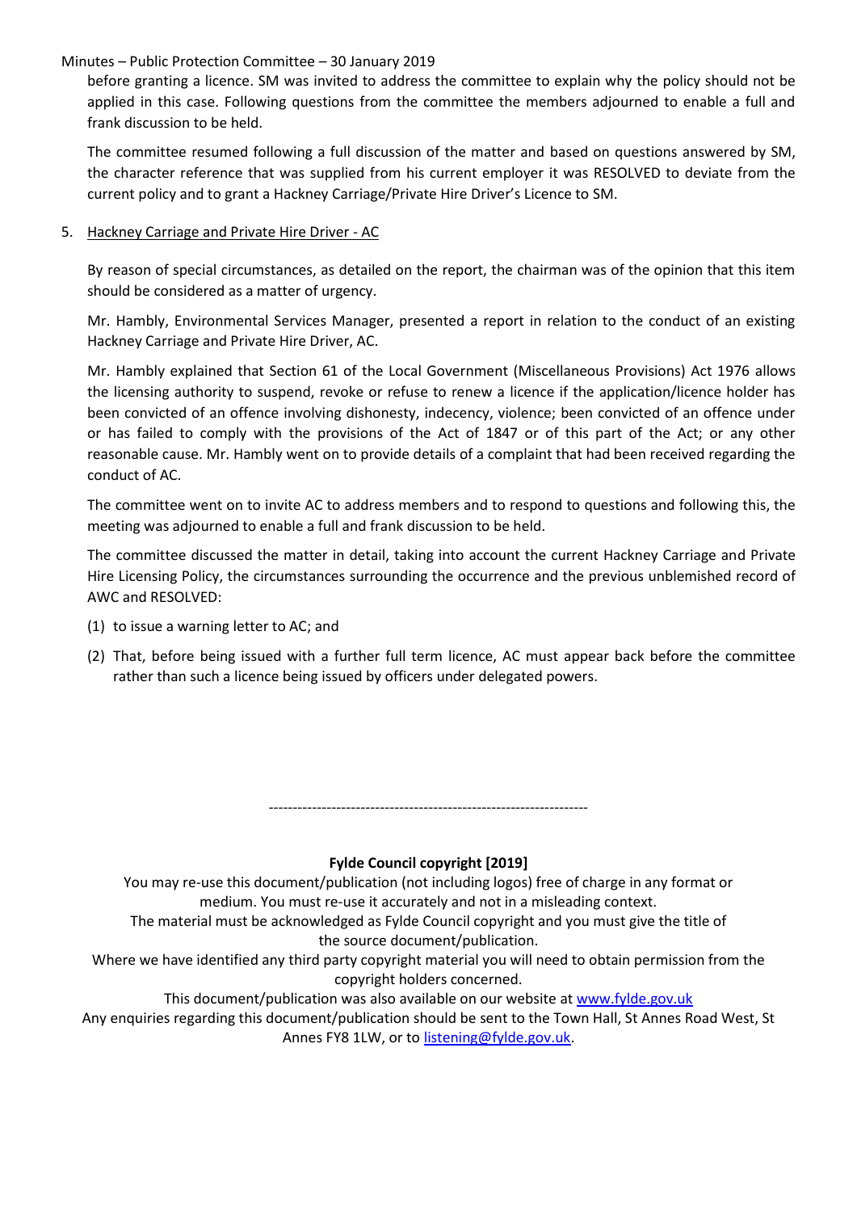before granting a licence. SM was invited to address the committee to explain why the policy should not be applied in this case. Following questions from the committee the members adjourned to enable a full and frank discussion to be held.

The committee resumed following a full discussion of the matter and based on questions answered by SM, the character reference that was supplied from his current employer it was RESOLVED to deviate from the current policy and to grant a Hackney Carriage/Private Hire Driver's Licence to SM.

5. Hackney Carriage and Private Hire Driver - AC

   By reason of special circumstances, as detailed on the report, the chairman was of the opinion that this item should be considered as a matter of urgency.

   Mr. Hambly, Environmental Services Manager, presented a report in relation to the conduct of an existing Hackney Carriage and Private Hire Driver, AC.

   Mr. Hambly explained that Section 61 of the Local Government (Miscellaneous Provisions) Act 1976 allows the licensing authority to suspend, revoke or refuse to renew a licence if the application/licence holder has been convicted of an offence involving dishonesty, indecency, violence; been convicted of an offence under or has failed to comply with the provisions of the Act of 1847 or of this part of the Act; or any other reasonable cause. Mr. Hambly went on to provide details of a complaint that had been received regarding the conduct of AC.

   The committee went on to invite AC to address members and to respond to questions and following this, the meeting was adjourned to enable a full and frank discussion to be held.

   The committee discussed the matter in detail, taking into account the current Hackney Carriage and Private Hire Licensing Policy, the circumstances surrounding the occurrence and the previous unblemished record of AWC and RESOLVED:

   (1) to issue a warning letter to AC; and

   (2) That, before being issued with a further full term licence, AC must appear back before the committee rather than such a licence being issued by officers under delegated powers.

---

**Fylde Council copyright [2019]**

You may re-use this document/publication (not including logos) free of charge in any format or medium. You must re-use it accurately and not in a misleading context.
The material must be acknowledged as Fylde Council copyright and you must give the title of the source document/publication.
Where we have identified any third party copyright material you will need to obtain permission from the copyright holders concerned.
This document/publication was also available on our website at www.fylde.gov.uk
Any enquiries regarding this document/publication should be sent to the Town Hall, St Annes Road West, St Annes FY8 1LW, or to listening@fylde.gov.uk.